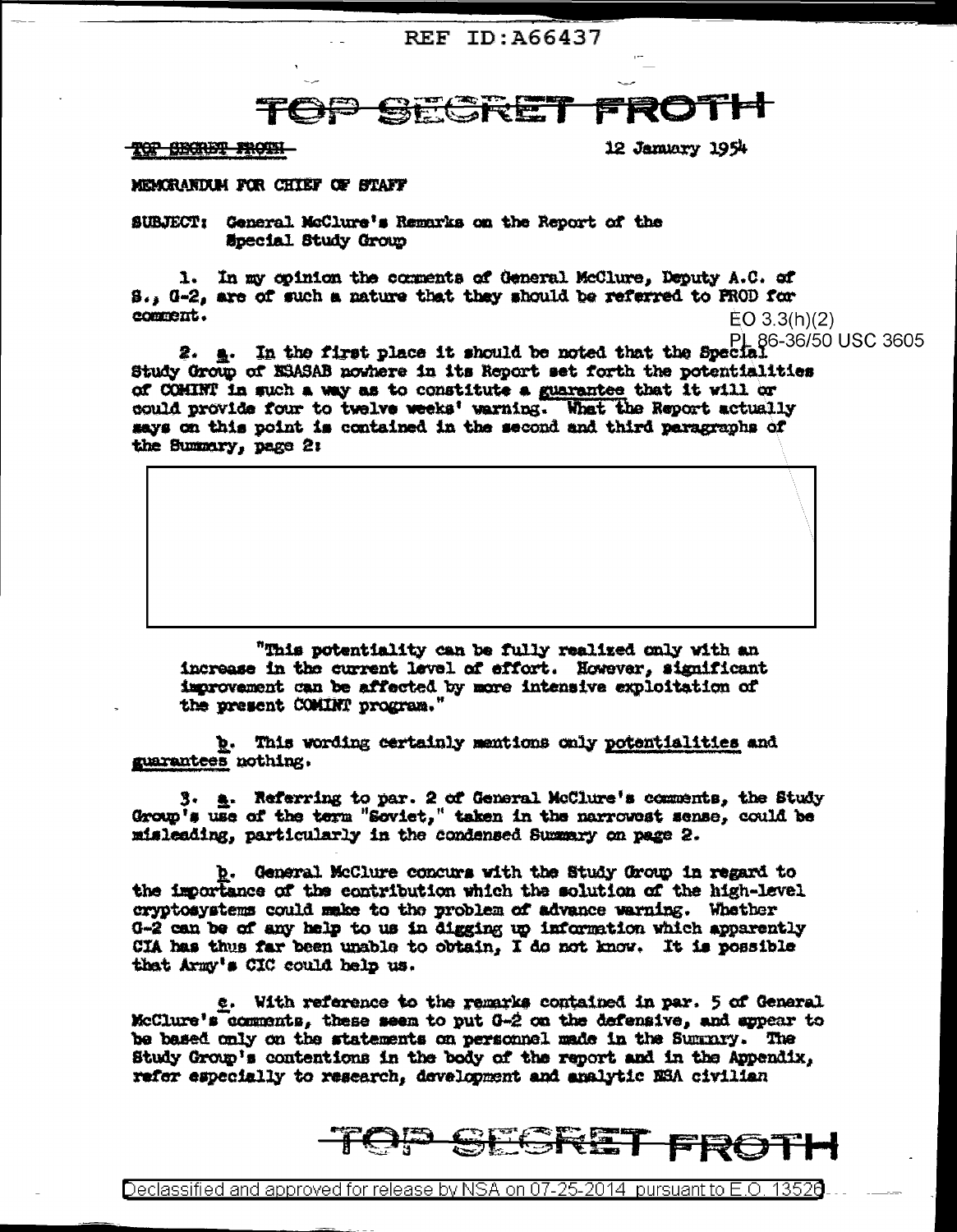TOP SECRET FROTH

TOP SECRET FROTH

12 January 1954

MEMORANDUM FOR CHIEF OF STAFF

SUBJECT: General McClure's Remarks on the Report of the Special Study Group

1. In my opinion the comments of General McClure, Deputy A.C. of S., G-2, are of such a nature that they should be referred to PROD for comment.

EO 3.3(h)(2)
PL 86-36/50 USC 3605

2. a. In the first place it should be noted that the Special Study Group of NSASAB nowhere in its Report set forth the potentialities of COMINT in such a way as to constitute a guarantee that it will or could provide four to twelve weeks' warning. What the Report actually says on this point is contained in the second and third paragraphs of the Summary, page 2:

"This potentiality can be fully realized only with an increase in the current level of effort. However, significant improvement can be affected by more intensive exploitation of the present COMINT program."

b. This wording certainly mentions only potentialities and guarantees nothing.

3. a. Referring to par. 2 of General McClure's comments, the Study Group's use of the term "Soviet," taken in the narrowest sense, could be misleading, particularly in the condensed Summary on page 2.

b. General McClure concurs with the Study Group in regard to the importance of the contribution which the solution of the high-level cryptosystems could make to the problem of advance warning. Whether G-2 can be of any help to us in digging up information which apparently CIA has thus far been unable to obtain, I do not know. It is possible that Army's CIC could help us.

c. With reference to the remarks contained in par. 5 of General McClure's comments, these seem to put G-2 on the defensive, and appear to be based only on the statements on personnel made in the Summary. The Study Group's contentions in the body of the report and in the Appendix, refer especially to research, development and analytic NSA civilian

TOP SECRET FROTH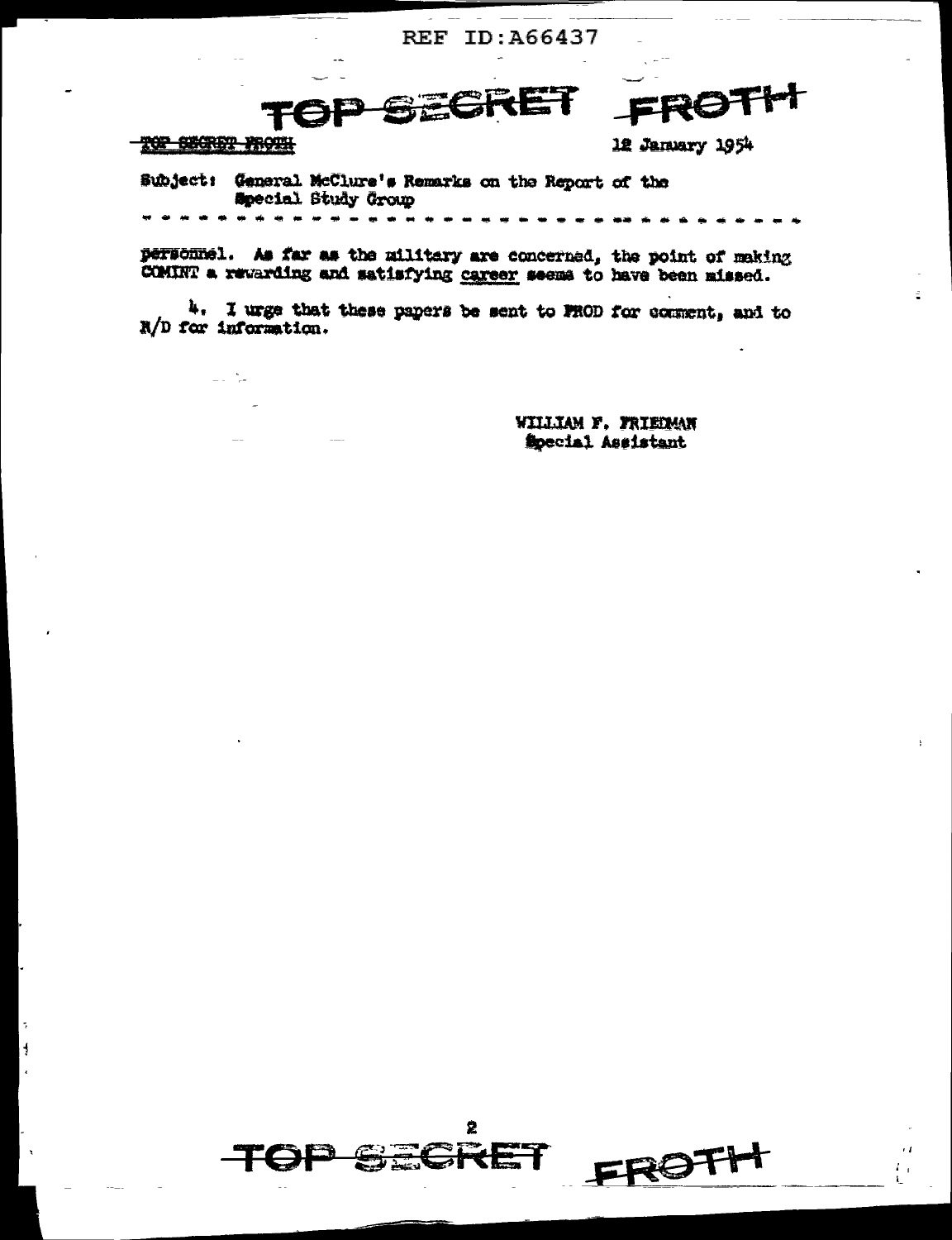TOP SECRET FROTH

12 January 1954

Subject: General McClure's Remarks on the Report of the Special Study Group

- - - - - - - - - - - - - - - - - - - - - - - - - - - - - - - - - -

personnel. As far as the military are concerned, the point of making COMINT a rewarding and satisfying career seems to have been missed.

4. I urge that these papers be sent to PROD for comment, and to R/D for information.

WILLIAM F. FRIEDMAN
Special Assistant

TOP SECRET FROTH